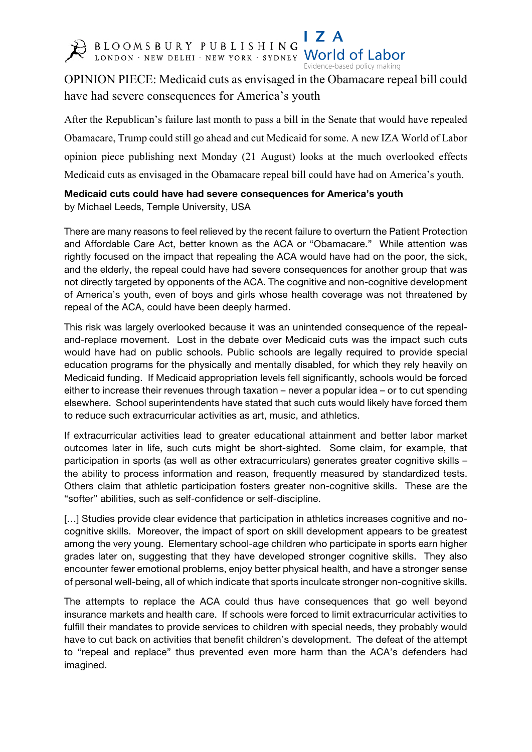# OPINION PIECE: Medicaid cuts as envisaged in the Obamacare repeal bill could have had severe consequences for America's youth

After the Republican's failure last month to pass a bill in the Senate that would have repealed Obamacare, Trump could still go ahead and cut Medicaid for some. A new IZA World of Labor opinion piece publishing next Monday (21 August) looks at the much overlooked effects Medicaid cuts as envisaged in the Obamacare repeal bill could have had on America's youth.

**Medicaid cuts could have had severe consequences for America's youth**
by Michael Leeds, Temple University, USA

There are many reasons to feel relieved by the recent failure to overturn the Patient Protection and Affordable Care Act, better known as the ACA or "Obamacare." While attention was rightly focused on the impact that repealing the ACA would have had on the poor, the sick, and the elderly, the repeal could have had severe consequences for another group that was not directly targeted by opponents of the ACA. The cognitive and non-cognitive development of America's youth, even of boys and girls whose health coverage was not threatened by repeal of the ACA, could have been deeply harmed.

This risk was largely overlooked because it was an unintended consequence of the repeal-and-replace movement. Lost in the debate over Medicaid cuts was the impact such cuts would have had on public schools. Public schools are legally required to provide special education programs for the physically and mentally disabled, for which they rely heavily on Medicaid funding. If Medicaid appropriation levels fell significantly, schools would be forced either to increase their revenues through taxation – never a popular idea – or to cut spending elsewhere. School superintendents have stated that such cuts would likely have forced them to reduce such extracurricular activities as art, music, and athletics.

If extracurricular activities lead to greater educational attainment and better labor market outcomes later in life, such cuts might be short-sighted. Some claim, for example, that participation in sports (as well as other extracurriculars) generates greater cognitive skills – the ability to process information and reason, frequently measured by standardized tests. Others claim that athletic participation fosters greater non-cognitive skills. These are the "softer" abilities, such as self-confidence or self-discipline.

[…] Studies provide clear evidence that participation in athletics increases cognitive and no-cognitive skills. Moreover, the impact of sport on skill development appears to be greatest among the very young. Elementary school-age children who participate in sports earn higher grades later on, suggesting that they have developed stronger cognitive skills. They also encounter fewer emotional problems, enjoy better physical health, and have a stronger sense of personal well-being, all of which indicate that sports inculcate stronger non-cognitive skills.

The attempts to replace the ACA could thus have consequences that go well beyond insurance markets and health care. If schools were forced to limit extracurricular activities to fulfill their mandates to provide services to children with special needs, they probably would have to cut back on activities that benefit children's development. The defeat of the attempt to "repeal and replace" thus prevented even more harm than the ACA's defenders had imagined.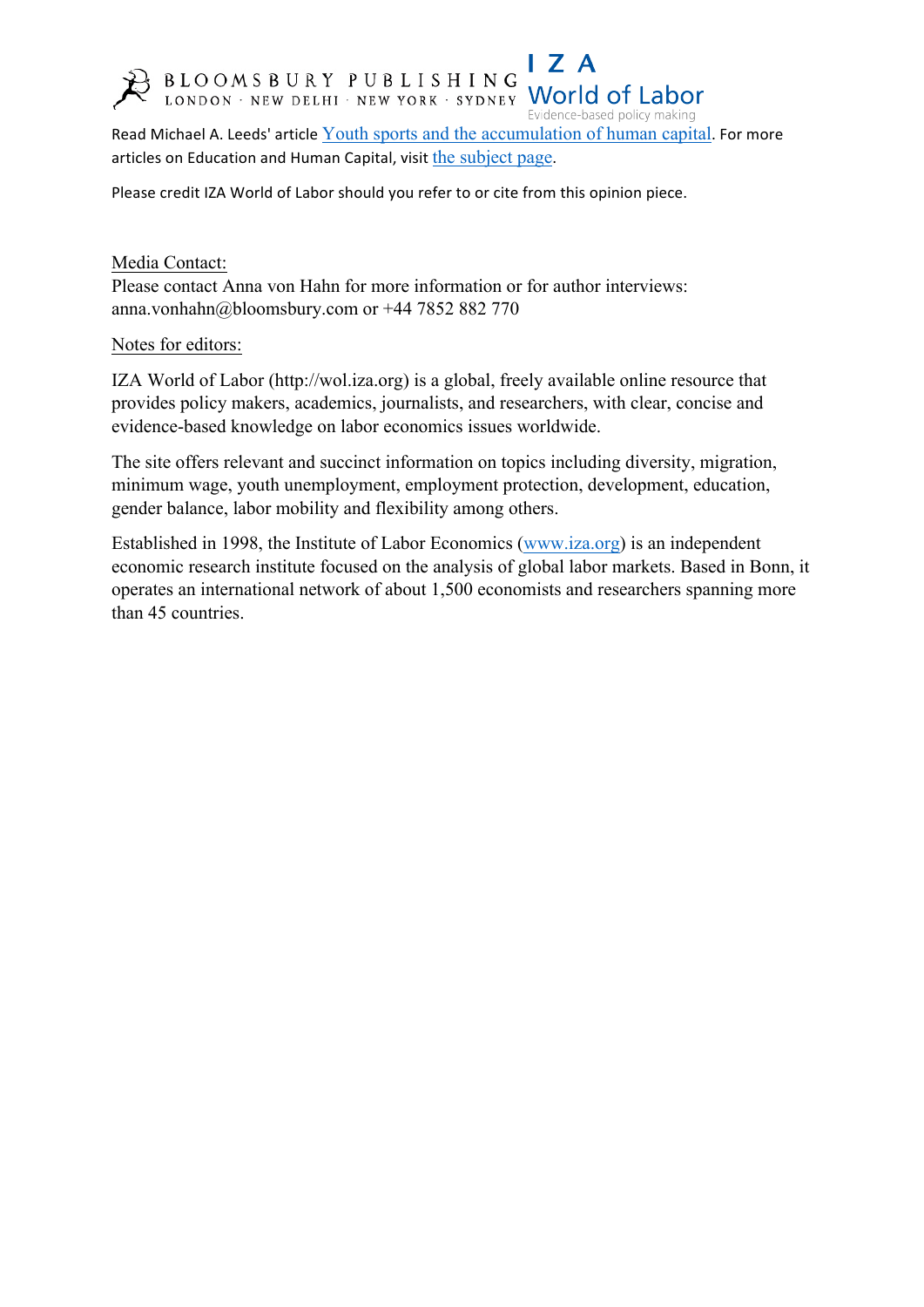Read Michael A. Leeds' article Youth sports and the accumulation of human capital. For more articles on Education and Human Capital, visit the subject page.

Please credit IZA World of Labor should you refer to or cite from this opinion piece.

Media Contact:
Please contact Anna von Hahn for more information or for author interviews: anna.vonhahn@bloomsbury.com or +44 7852 882 770

Notes for editors:

IZA World of Labor (http://wol.iza.org) is a global, freely available online resource that provides policy makers, academics, journalists, and researchers, with clear, concise and evidence-based knowledge on labor economics issues worldwide.

The site offers relevant and succinct information on topics including diversity, migration, minimum wage, youth unemployment, employment protection, development, education, gender balance, labor mobility and flexibility among others.

Established in 1998, the Institute of Labor Economics (www.iza.org) is an independent economic research institute focused on the analysis of global labor markets. Based in Bonn, it operates an international network of about 1,500 economists and researchers spanning more than 45 countries.